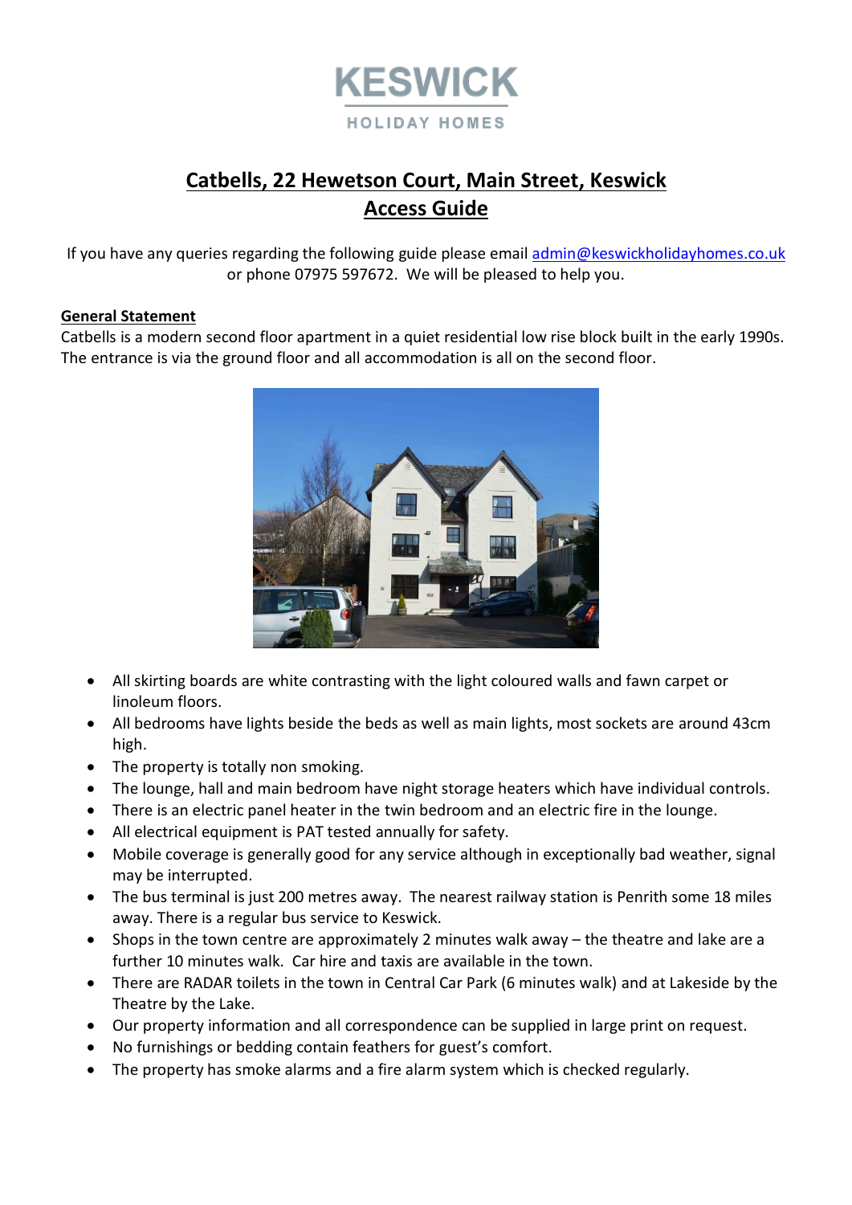KESWICK

HOLIDAY HOMES

# Catbells, 22 Hewetson Court, Main Street, Keswick
# Access Guide

If you have any queries regarding the following guide please email admin@keswickholidayhomes.co.uk or phone 07975 597672. We will be pleased to help you.

## General Statement

Catbells is a modern second floor apartment in a quiet residential low rise block built in the early 1990s. The entrance is via the ground floor and all accommodation is all on the second floor.

- All skirting boards are white contrasting with the light coloured walls and fawn carpet or linoleum floors.
- All bedrooms have lights beside the beds as well as main lights, most sockets are around 43cm high.
- The property is totally non smoking.
- The lounge, hall and main bedroom have night storage heaters which have individual controls.
- There is an electric panel heater in the twin bedroom and an electric fire in the lounge.
- All electrical equipment is PAT tested annually for safety.
- Mobile coverage is generally good for any service although in exceptionally bad weather, signal may be interrupted.
- The bus terminal is just 200 metres away. The nearest railway station is Penrith some 18 miles away. There is a regular bus service to Keswick.
- Shops in the town centre are approximately 2 minutes walk away – the theatre and lake are a further 10 minutes walk. Car hire and taxis are available in the town.
- There are RADAR toilets in the town in Central Car Park (6 minutes walk) and at Lakeside by the Theatre by the Lake.
- Our property information and all correspondence can be supplied in large print on request.
- No furnishings or bedding contain feathers for guest's comfort.
- The property has smoke alarms and a fire alarm system which is checked regularly.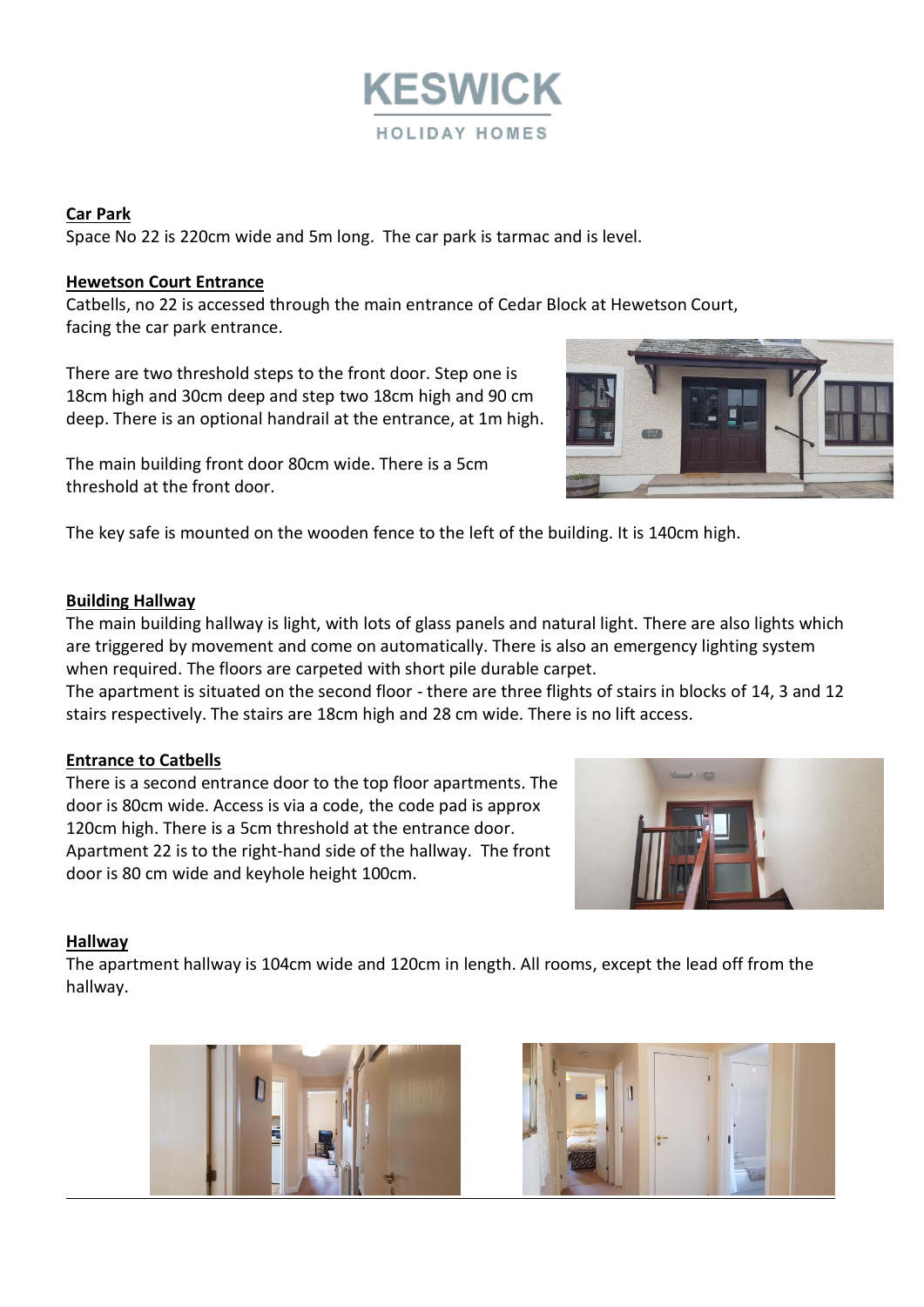# KESWICK

HOLIDAY HOMES

**Car Park**

Space No 22 is 220cm wide and 5m long. The car park is tarmac and is level.

**Hewetson Court Entrance**

Catbells, no 22 is accessed through the main entrance of Cedar Block at Hewetson Court, facing the car park entrance.

There are two threshold steps to the front door. Step one is 18cm high and 30cm deep and step two 18cm high and 90 cm deep. There is an optional handrail at the entrance, at 1m high.

The main building front door 80cm wide. There is a 5cm threshold at the front door.

The key safe is mounted on the wooden fence to the left of the building. It is 140cm high.

**Building Hallway**

The main building hallway is light, with lots of glass panels and natural light. There are also lights which are triggered by movement and come on automatically. There is also an emergency lighting system when required. The floors are carpeted with short pile durable carpet.

The apartment is situated on the second floor - there are three flights of stairs in blocks of 14, 3 and 12 stairs respectively. The stairs are 18cm high and 28 cm wide. There is no lift access.

**Entrance to Catbells**

There is a second entrance door to the top floor apartments. The door is 80cm wide. Access is via a code, the code pad is approx 120cm high. There is a 5cm threshold at the entrance door. Apartment 22 is to the right-hand side of the hallway. The front door is 80 cm wide and keyhole height 100cm.

**Hallway**

The apartment hallway is 104cm wide and 120cm in length. All rooms, except the lead off from the hallway.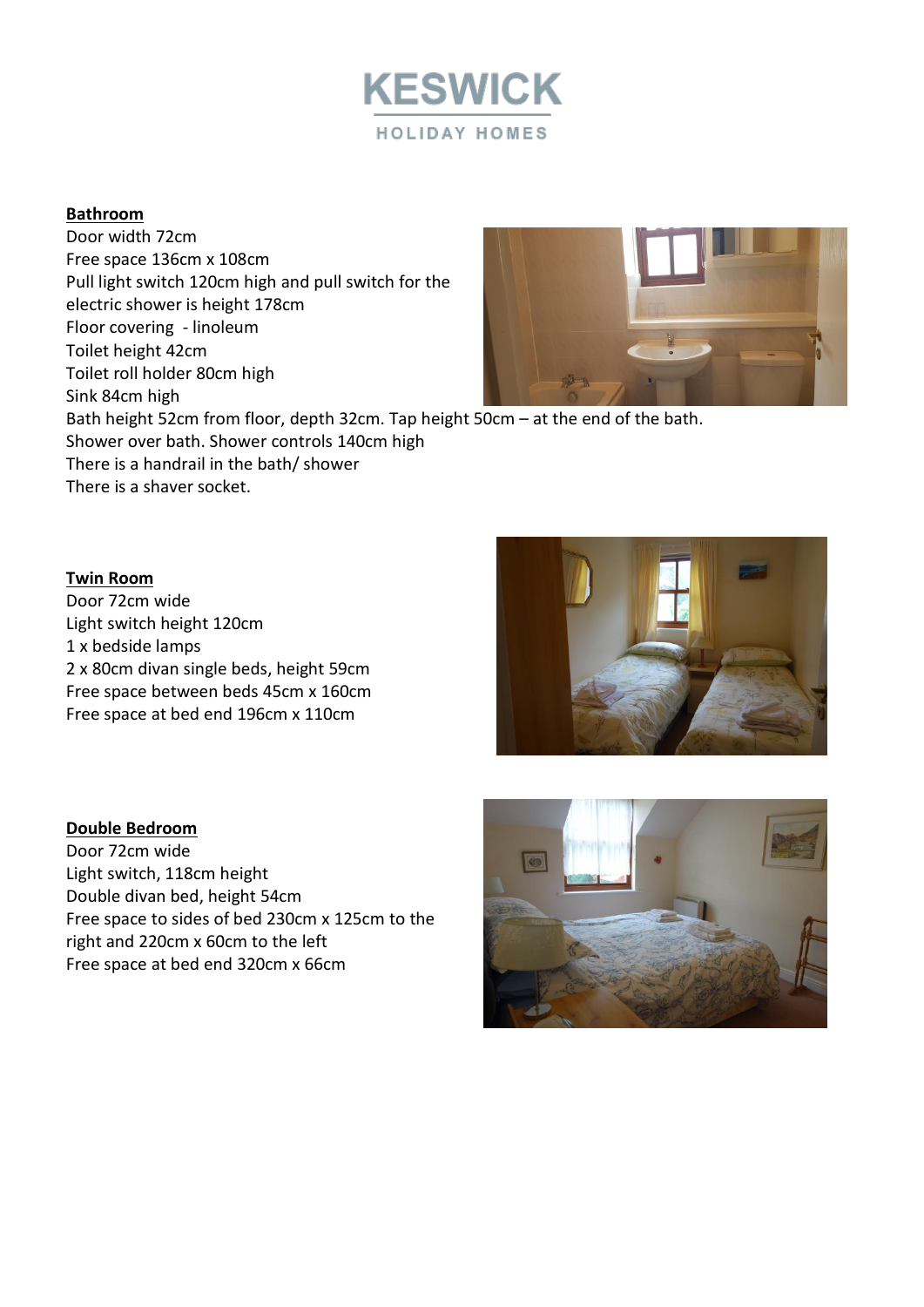# KESWICK

HOLIDAY HOMES

**Bathroom**

Door width 72cm
Free space 136cm x 108cm
Pull light switch 120cm high and pull switch for the electric shower is height 178cm
Floor covering - linoleum
Toilet height 42cm
Toilet roll holder 80cm high
Sink 84cm high
Bath height 52cm from floor, depth 32cm. Tap height 50cm – at the end of the bath.
Shower over bath. Shower controls 140cm high
There is a handrail in the bath/ shower
There is a shaver socket.

**Twin Room**

Door 72cm wide
Light switch height 120cm
1 x bedside lamps
2 x 80cm divan single beds, height 59cm
Free space between beds 45cm x 160cm
Free space at bed end 196cm x 110cm

**Double Bedroom**

Door 72cm wide
Light switch, 118cm height
Double divan bed, height 54cm
Free space to sides of bed 230cm x 125cm to the right and 220cm x 60cm to the left
Free space at bed end 320cm x 66cm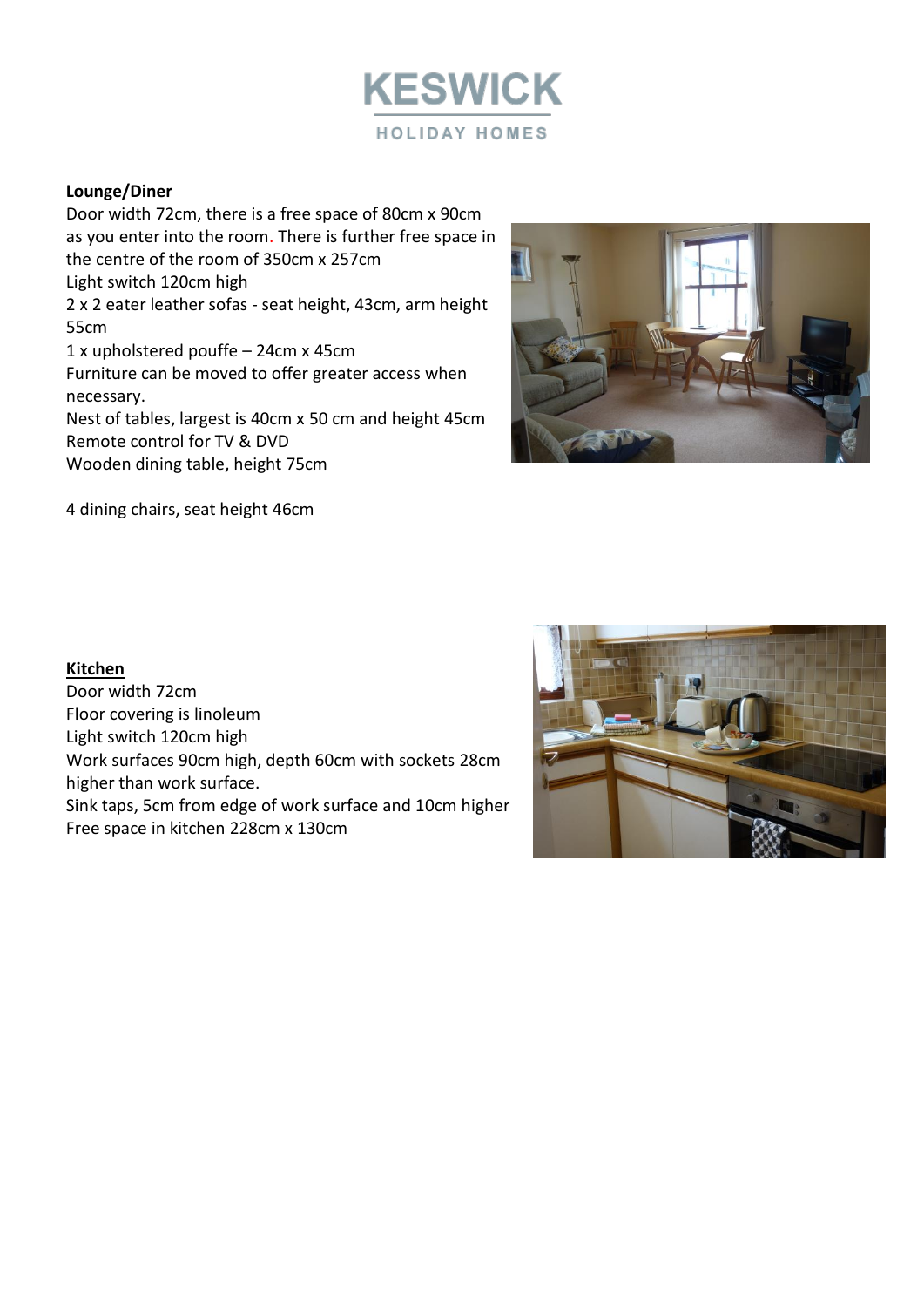KESWICK

HOLIDAY HOMES

**Lounge/Diner**

Door width 72cm, there is a free space of 80cm x 90cm as you enter into the room. There is further free space in the centre of the room of 350cm x 257cm
Light switch 120cm high
2 x 2 eater leather sofas - seat height, 43cm, arm height 55cm
1 x upholstered pouffe – 24cm x 45cm
Furniture can be moved to offer greater access when necessary.
Nest of tables, largest is 40cm x 50 cm and height 45cm
Remote control for TV & DVD
Wooden dining table, height 75cm

4 dining chairs, seat height 46cm

**Kitchen**

Door width 72cm
Floor covering is linoleum
Light switch 120cm high
Work surfaces 90cm high, depth 60cm with sockets 28cm higher than work surface.
Sink taps, 5cm from edge of work surface and 10cm higher
Free space in kitchen 228cm x 130cm